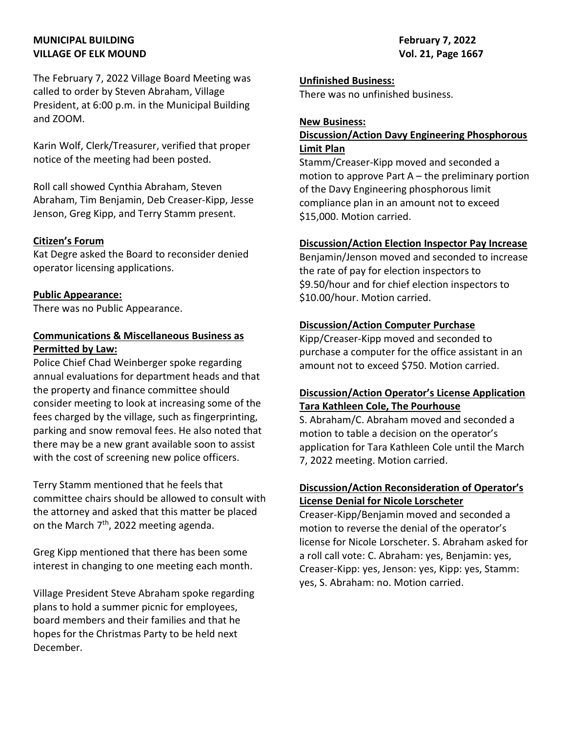**MUNICIPAL BUILDING**
**VILLAGE OF ELK MOUND**

**February 7, 2022**

The February 7, 2022 Village Board Meeting was called to order by Steven Abraham, Village President, at 6:00 p.m. in the Municipal Building and ZOOM.

Karin Wolf, Clerk/Treasurer, verified that proper notice of the meeting had been posted.

Roll call showed Cynthia Abraham, Steven Abraham, Tim Benjamin, Deb Creaser-Kipp, Jesse Jenson, Greg Kipp, and Terry Stamm present.

**Citizen's Forum**

Kat Degre asked the Board to reconsider denied operator licensing applications.

**Public Appearance:**

There was no Public Appearance.

**Communications & Miscellaneous Business as Permitted by Law:**

Police Chief Chad Weinberger spoke regarding annual evaluations for department heads and that the property and finance committee should consider meeting to look at increasing some of the fees charged by the village, such as fingerprinting, parking and snow removal fees. He also noted that there may be a new grant available soon to assist with the cost of screening new police officers.

Terry Stamm mentioned that he feels that committee chairs should be allowed to consult with the attorney and asked that this matter be placed on the March 7th, 2022 meeting agenda.

Greg Kipp mentioned that there has been some interest in changing to one meeting each month.

Village President Steve Abraham spoke regarding plans to hold a summer picnic for employees, board members and their families and that he hopes for the Christmas Party to be held next December.

**Unfinished Business:**

There was no unfinished business.

**New Business:**

**Discussion/Action Davy Engineering Phosphorous Limit Plan**

Stamm/Creaser-Kipp moved and seconded a motion to approve Part A – the preliminary portion of the Davy Engineering phosphorous limit compliance plan in an amount not to exceed $15,000. Motion carried.

**Discussion/Action Election Inspector Pay Increase**

Benjamin/Jenson moved and seconded to increase the rate of pay for election inspectors to $9.50/hour and for chief election inspectors to $10.00/hour. Motion carried.

**Discussion/Action Computer Purchase**

Kipp/Creaser-Kipp moved and seconded to purchase a computer for the office assistant in an amount not to exceed $750. Motion carried.

**Discussion/Action Operator's License Application Tara Kathleen Cole, The Pourhouse**

S. Abraham/C. Abraham moved and seconded a motion to table a decision on the operator's application for Tara Kathleen Cole until the March 7, 2022 meeting. Motion carried.

**Discussion/Action Reconsideration of Operator's License Denial for Nicole Lorscheter**

Creaser-Kipp/Benjamin moved and seconded a motion to reverse the denial of the operator's license for Nicole Lorscheter. S. Abraham asked for a roll call vote: C. Abraham: yes, Benjamin: yes, Creaser-Kipp: yes, Jenson: yes, Kipp: yes, Stamm: yes, S. Abraham: no. Motion carried.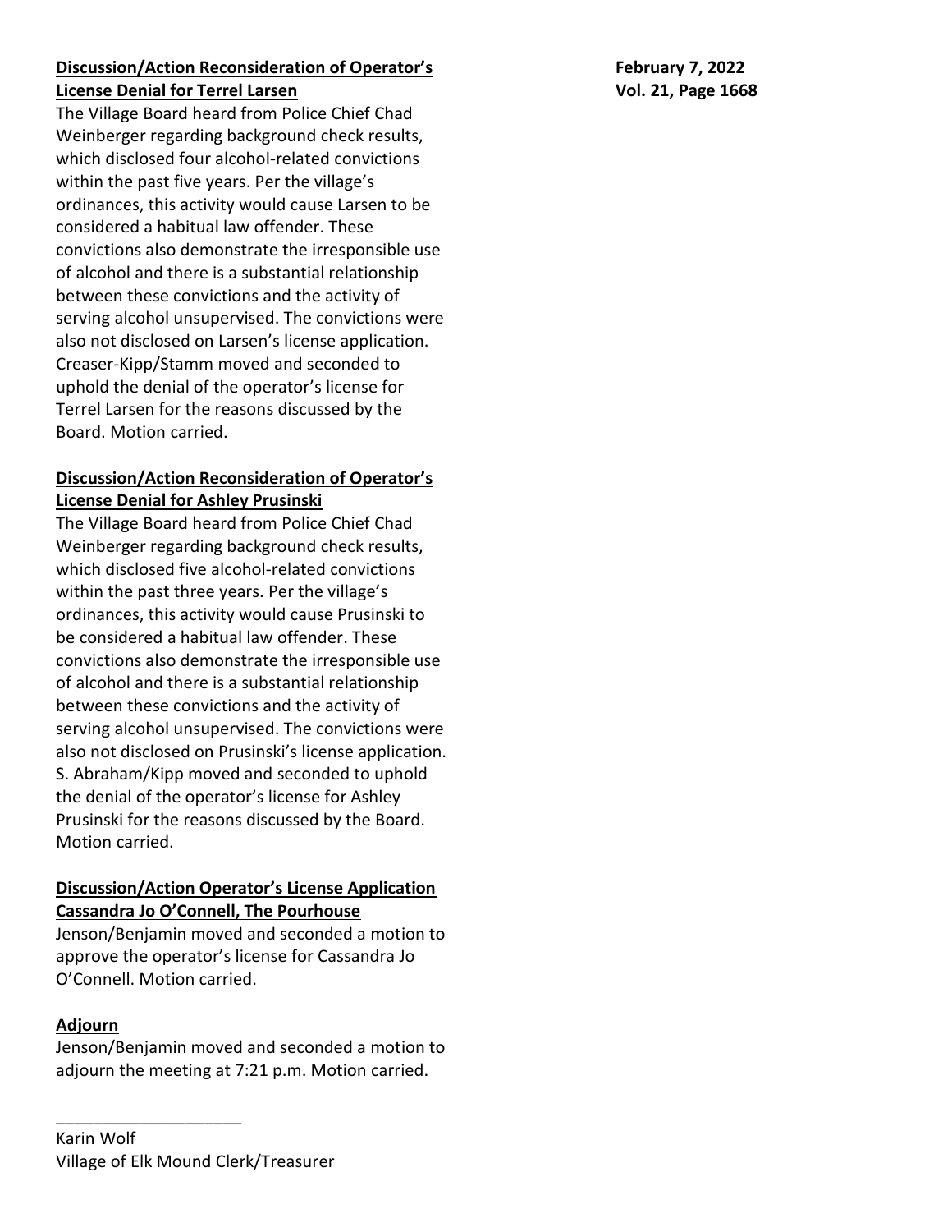**Discussion/Action Reconsideration of Operator's License Denial for Terrel Larsen**

The Village Board heard from Police Chief Chad Weinberger regarding background check results, which disclosed four alcohol-related convictions within the past five years. Per the village's ordinances, this activity would cause Larsen to be considered a habitual law offender. These convictions also demonstrate the irresponsible use of alcohol and there is a substantial relationship between these convictions and the activity of serving alcohol unsupervised. The convictions were also not disclosed on Larsen's license application. Creaser-Kipp/Stamm moved and seconded to uphold the denial of the operator's license for Terrel Larsen for the reasons discussed by the Board. Motion carried.

**Discussion/Action Reconsideration of Operator's License Denial for Ashley Prusinski**

The Village Board heard from Police Chief Chad Weinberger regarding background check results, which disclosed five alcohol-related convictions within the past three years. Per the village's ordinances, this activity would cause Prusinski to be considered a habitual law offender. These convictions also demonstrate the irresponsible use of alcohol and there is a substantial relationship between these convictions and the activity of serving alcohol unsupervised. The convictions were also not disclosed on Prusinski's license application. S. Abraham/Kipp moved and seconded to uphold the denial of the operator's license for Ashley Prusinski for the reasons discussed by the Board. Motion carried.

**Discussion/Action Operator's License Application Cassandra Jo O'Connell, The Pourhouse**

Jenson/Benjamin moved and seconded a motion to approve the operator's license for Cassandra Jo O'Connell. Motion carried.

**Adjourn**

Jenson/Benjamin moved and seconded a motion to adjourn the meeting at 7:21 p.m. Motion carried.

\_\_\_\_\_\_\_\_\_\_\_\_\_\_\_\_\_\_\_\_

Karin Wolf
Village of Elk Mound Clerk/Treasurer